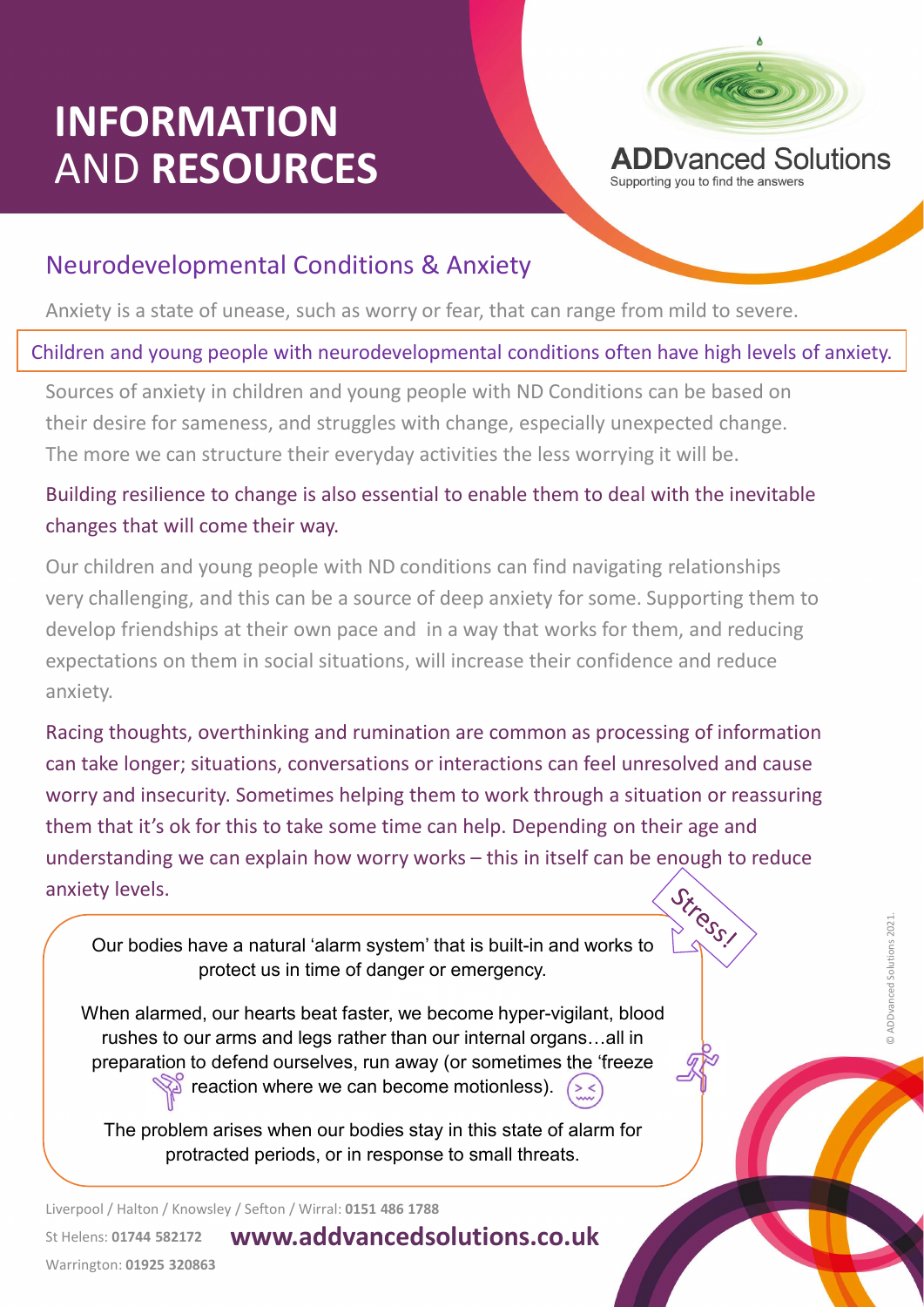# INFORMATION AND RESOURCES

**ADDvanced Solutions**
Supporting you to find the answers

## Neurodevelopmental Conditions & Anxiety

Anxiety is a state of unease, such as worry or fear, that can range from mild to severe.

Children and young people with neurodevelopmental conditions often have high levels of anxiety.

Sources of anxiety in children and young people with ND Conditions can be based on their desire for sameness, and struggles with change, especially unexpected change. The more we can structure their everyday activities the less worrying it will be.

Building resilience to change is also essential to enable them to deal with the inevitable changes that will come their way.

Our children and young people with ND conditions can find navigating relationships very challenging, and this can be a source of deep anxiety for some. Supporting them to develop friendships at their own pace and in a way that works for them, and reducing expectations on them in social situations, will increase their confidence and reduce anxiety.

Racing thoughts, overthinking and rumination are common as processing of information can take longer; situations, conversations or interactions can feel unresolved and cause worry and insecurity. Sometimes helping them to work through a situation or reassuring them that it's ok for this to take some time can help. Depending on their age and understanding we can explain how worry works – this in itself can be enough to reduce anxiety levels.

Stress!

Our bodies have a natural 'alarm system' that is built-in and works to protect us in time of danger or emergency.

When alarmed, our hearts beat faster, we become hyper-vigilant, blood rushes to our arms and legs rather than our internal organs…all in preparation to defend ourselves, run away (or sometimes the 'freeze reaction where we can become motionless).

The problem arises when our bodies stay in this state of alarm for protracted periods, or in response to small threats.

Liverpool / Halton / Knowsley / Sefton / Wirral: **0151 486 1788**

St Helens: **01744 582172**

Warrington: **01925 320863**

**www.addvancedsolutions.co.uk**

© ADDvanced Solutions 2021.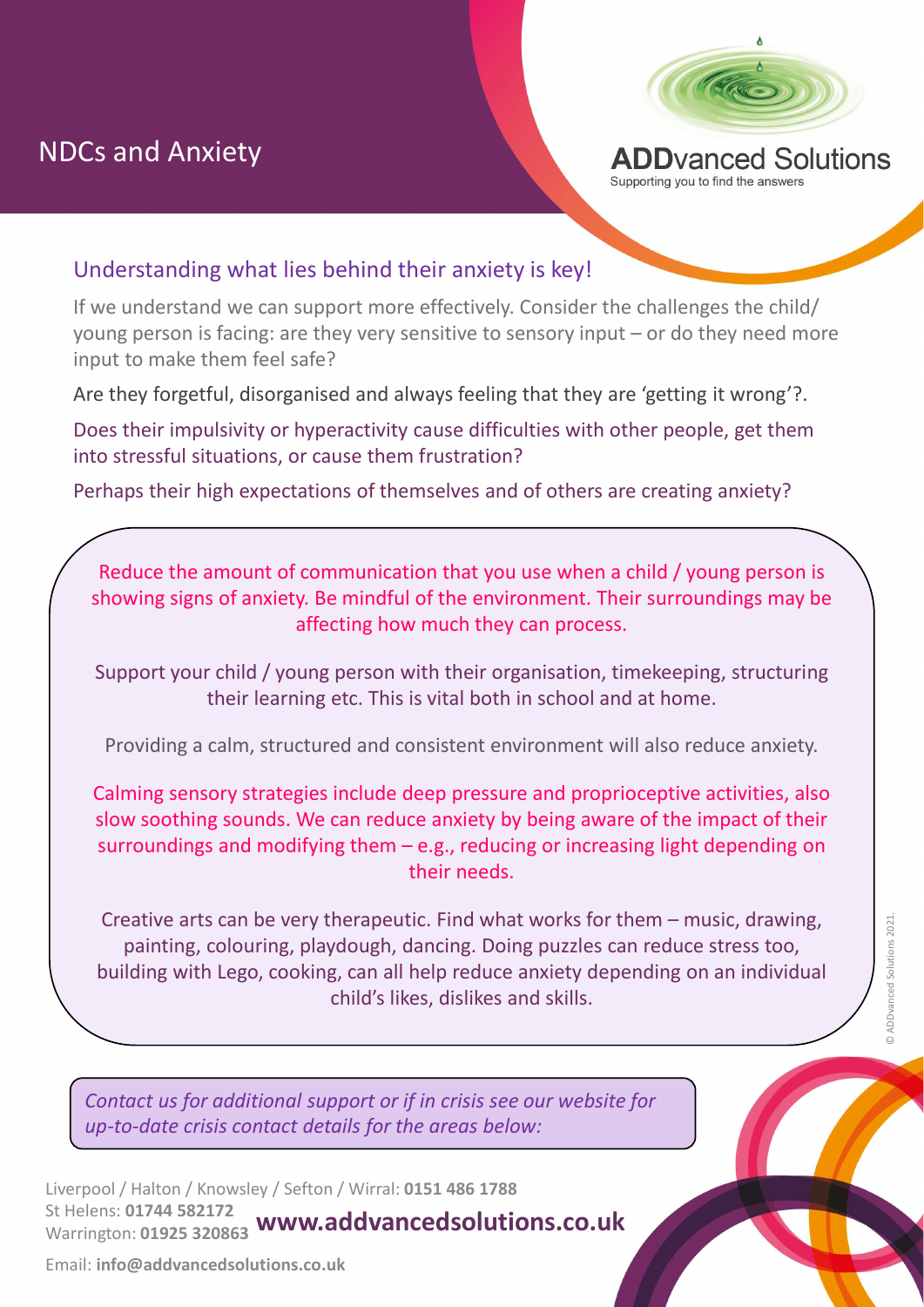# NDCs and Anxiety

**ADDvanced Solutions**
Supporting you to find the answers

## Understanding what lies behind their anxiety is key!

If we understand we can support more effectively. Consider the challenges the child/ young person is facing: are they very sensitive to sensory input – or do they need more input to make them feel safe?

Are they forgetful, disorganised and always feeling that they are 'getting it wrong'?.

Does their impulsivity or hyperactivity cause difficulties with other people, get them into stressful situations, or cause them frustration?

Perhaps their high expectations of themselves and of others are creating anxiety?

Reduce the amount of communication that you use when a child / young person is showing signs of anxiety. Be mindful of the environment. Their surroundings may be affecting how much they can process.

Support your child / young person with their organisation, timekeeping, structuring their learning etc. This is vital both in school and at home.

Providing a calm, structured and consistent environment will also reduce anxiety.

Calming sensory strategies include deep pressure and proprioceptive activities, also slow soothing sounds. We can reduce anxiety by being aware of the impact of their surroundings and modifying them – e.g., reducing or increasing light depending on their needs.

Creative arts can be very therapeutic. Find what works for them – music, drawing, painting, colouring, playdough, dancing. Doing puzzles can reduce stress too, building with Lego, cooking, can all help reduce anxiety depending on an individual child's likes, dislikes and skills.

*Contact us for additional support or if in crisis see our website for up-to-date crisis contact details for the areas below:*

Liverpool / Halton / Knowsley / Sefton / Wirral: **0151 486 1788**
St Helens: **01744 582172**
Warrington: **01925 320863**

**www.addvancedsolutions.co.uk**

Email: **info@addvancedsolutions.co.uk**

© ADDvanced Solutions 2021.